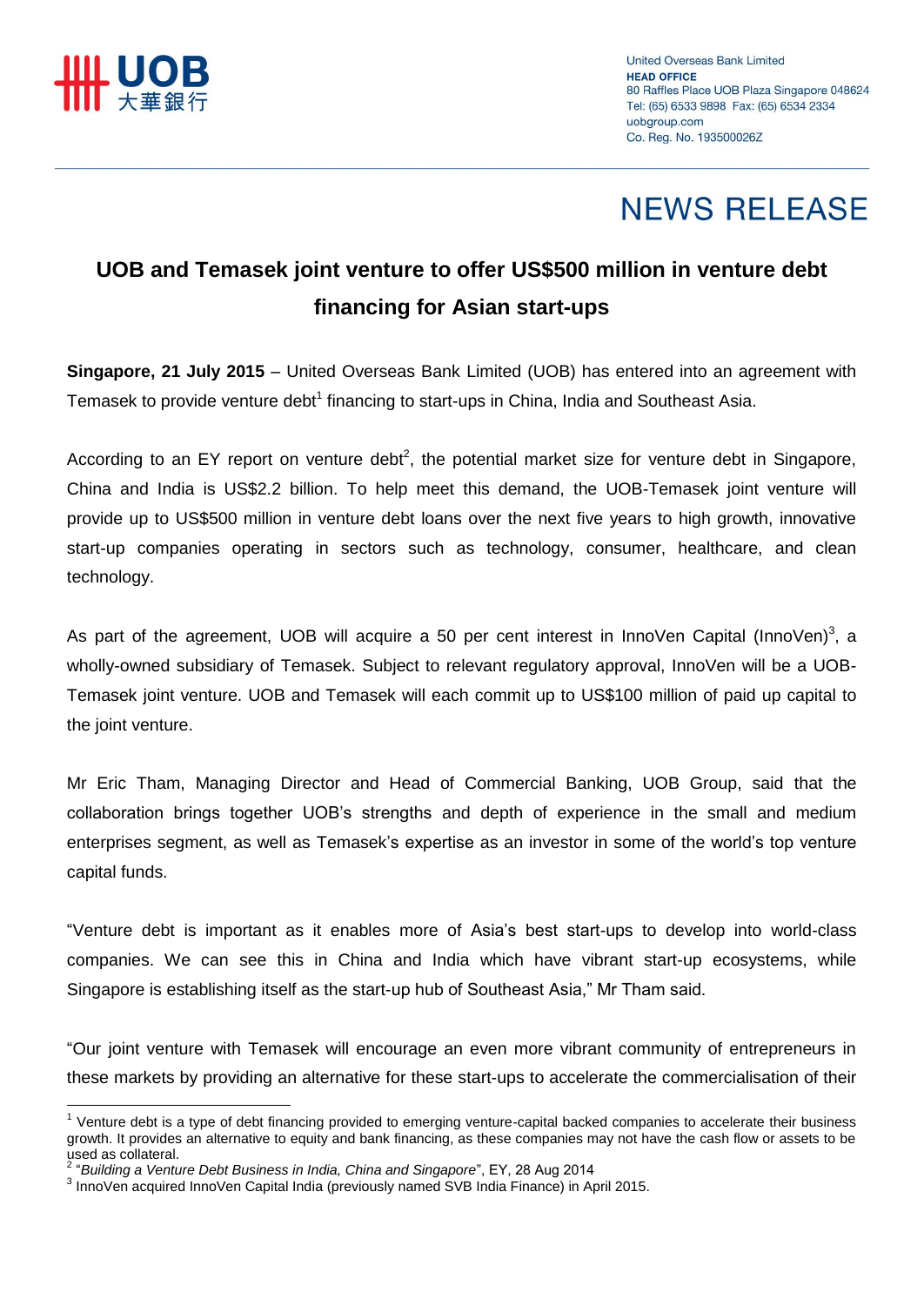United Overseas Bank Limited
**HEAD OFFICE**
80 Raffles Place UOB Plaza Singapore 048624
Tel: (65) 6533 9898 Fax: (65) 6534 2334
uobgroup.com
Co. Reg. No. 193500026Z

# NEWS RELEASE

## UOB and Temasek joint venture to offer US$500 million in venture debt financing for Asian start-ups

**Singapore, 21 July 2015** – United Overseas Bank Limited (UOB) has entered into an agreement with Temasek to provide venture debt[1] financing to start-ups in China, India and Southeast Asia.

According to an EY report on venture debt[2], the potential market size for venture debt in Singapore, China and India is US$2.2 billion. To help meet this demand, the UOB-Temasek joint venture will provide up to US$500 million in venture debt loans over the next five years to high growth, innovative start-up companies operating in sectors such as technology, consumer, healthcare, and clean technology.

As part of the agreement, UOB will acquire a 50 per cent interest in InnoVen Capital (InnoVen)[3], a wholly-owned subsidiary of Temasek. Subject to relevant regulatory approval, InnoVen will be a UOB-Temasek joint venture. UOB and Temasek will each commit up to US$100 million of paid up capital to the joint venture.

Mr Eric Tham, Managing Director and Head of Commercial Banking, UOB Group, said that the collaboration brings together UOB's strengths and depth of experience in the small and medium enterprises segment, as well as Temasek's expertise as an investor in some of the world's top venture capital funds.

"Venture debt is important as it enables more of Asia's best start-ups to develop into world-class companies. We can see this in China and India which have vibrant start-up ecosystems, while Singapore is establishing itself as the start-up hub of Southeast Asia," Mr Tham said.

"Our joint venture with Temasek will encourage an even more vibrant community of entrepreneurs in these markets by providing an alternative for these start-ups to accelerate the commercialisation of their

---

[1] Venture debt is a type of debt financing provided to emerging venture-capital backed companies to accelerate their business growth. It provides an alternative to equity and bank financing, as these companies may not have the cash flow or assets to be used as collateral.

[2] "*Building a Venture Debt Business in India, China and Singapore*", EY, 28 Aug 2014

[3] InnoVen acquired InnoVen Capital India (previously named SVB India Finance) in April 2015.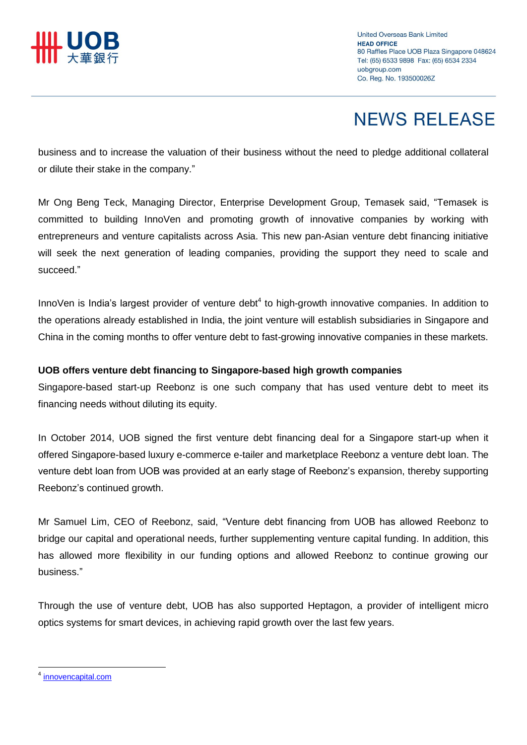business and to increase the valuation of their business without the need to pledge additional collateral or dilute their stake in the company."

Mr Ong Beng Teck, Managing Director, Enterprise Development Group, Temasek said, "Temasek is committed to building InnoVen and promoting growth of innovative companies by working with entrepreneurs and venture capitalists across Asia. This new pan-Asian venture debt financing initiative will seek the next generation of leading companies, providing the support they need to scale and succeed."

InnoVen is India's largest provider of venture debt[4] to high-growth innovative companies. In addition to the operations already established in India, the joint venture will establish subsidiaries in Singapore and China in the coming months to offer venture debt to fast-growing innovative companies in these markets.

**UOB offers venture debt financing to Singapore-based high growth companies**

Singapore-based start-up Reebonz is one such company that has used venture debt to meet its financing needs without diluting its equity.

In October 2014, UOB signed the first venture debt financing deal for a Singapore start-up when it offered Singapore-based luxury e-commerce e-tailer and marketplace Reebonz a venture debt loan. The venture debt loan from UOB was provided at an early stage of Reebonz's expansion, thereby supporting Reebonz's continued growth.

Mr Samuel Lim, CEO of Reebonz, said, "Venture debt financing from UOB has allowed Reebonz to bridge our capital and operational needs, further supplementing venture capital funding. In addition, this has allowed more flexibility in our funding options and allowed Reebonz to continue growing our business."

Through the use of venture debt, UOB has also supported Heptagon, a provider of intelligent micro optics systems for smart devices, in achieving rapid growth over the last few years.

---

[4] innovencapital.com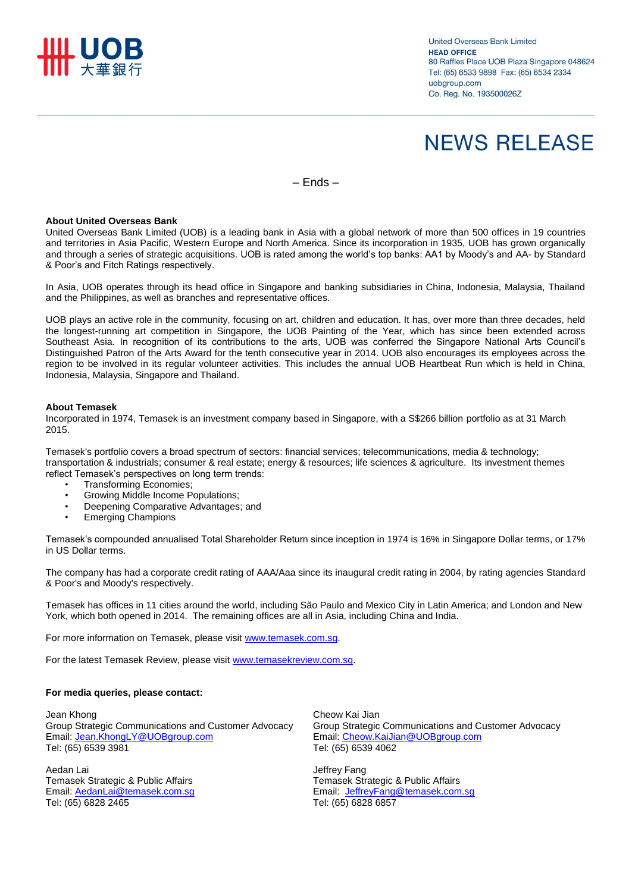– Ends –

**About United Overseas Bank**

United Overseas Bank Limited (UOB) is a leading bank in Asia with a global network of more than 500 offices in 19 countries and territories in Asia Pacific, Western Europe and North America. Since its incorporation in 1935, UOB has grown organically and through a series of strategic acquisitions. UOB is rated among the world's top banks: AA1 by Moody's and AA- by Standard & Poor's and Fitch Ratings respectively.

In Asia, UOB operates through its head office in Singapore and banking subsidiaries in China, Indonesia, Malaysia, Thailand and the Philippines, as well as branches and representative offices.

UOB plays an active role in the community, focusing on art, children and education. It has, over more than three decades, held the longest-running art competition in Singapore, the UOB Painting of the Year, which has since been extended across Southeast Asia. In recognition of its contributions to the arts, UOB was conferred the Singapore National Arts Council's Distinguished Patron of the Arts Award for the tenth consecutive year in 2014. UOB also encourages its employees across the region to be involved in its regular volunteer activities. This includes the annual UOB Heartbeat Run which is held in China, Indonesia, Malaysia, Singapore and Thailand.

**About Temasek**

Incorporated in 1974, Temasek is an investment company based in Singapore, with a S$266 billion portfolio as at 31 March 2015.

Temasek's portfolio covers a broad spectrum of sectors: financial services; telecommunications, media & technology; transportation & industrials; consumer & real estate; energy & resources; life sciences & agriculture. Its investment themes reflect Temasek's perspectives on long term trends:

- Transforming Economies;
- Growing Middle Income Populations;
- Deepening Comparative Advantages; and
- Emerging Champions

Temasek's compounded annualised Total Shareholder Return since inception in 1974 is 16% in Singapore Dollar terms, or 17% in US Dollar terms.

The company has had a corporate credit rating of AAA/Aaa since its inaugural credit rating in 2004, by rating agencies Standard & Poor's and Moody's respectively.

Temasek has offices in 11 cities around the world, including São Paulo and Mexico City in Latin America; and London and New York, which both opened in 2014. The remaining offices are all in Asia, including China and India.

For more information on Temasek, please visit www.temasek.com.sg.

For the latest Temasek Review, please visit www.temasekreview.com.sg.

**For media queries, please contact:**

Jean Khong
Group Strategic Communications and Customer Advocacy
Email: Jean.KhongLY@UOBgroup.com
Tel: (65) 6539 3981

Cheow Kai Jian
Group Strategic Communications and Customer Advocacy
Email: Cheow.KaiJian@UOBgroup.com
Tel: (65) 6539 4062

Aedan Lai
Temasek Strategic & Public Affairs
Email: AedanLai@temasek.com.sg
Tel: (65) 6828 2465

Jeffrey Fang
Temasek Strategic & Public Affairs
Email: JeffreyFang@temasek.com.sg
Tel: (65) 6828 6857